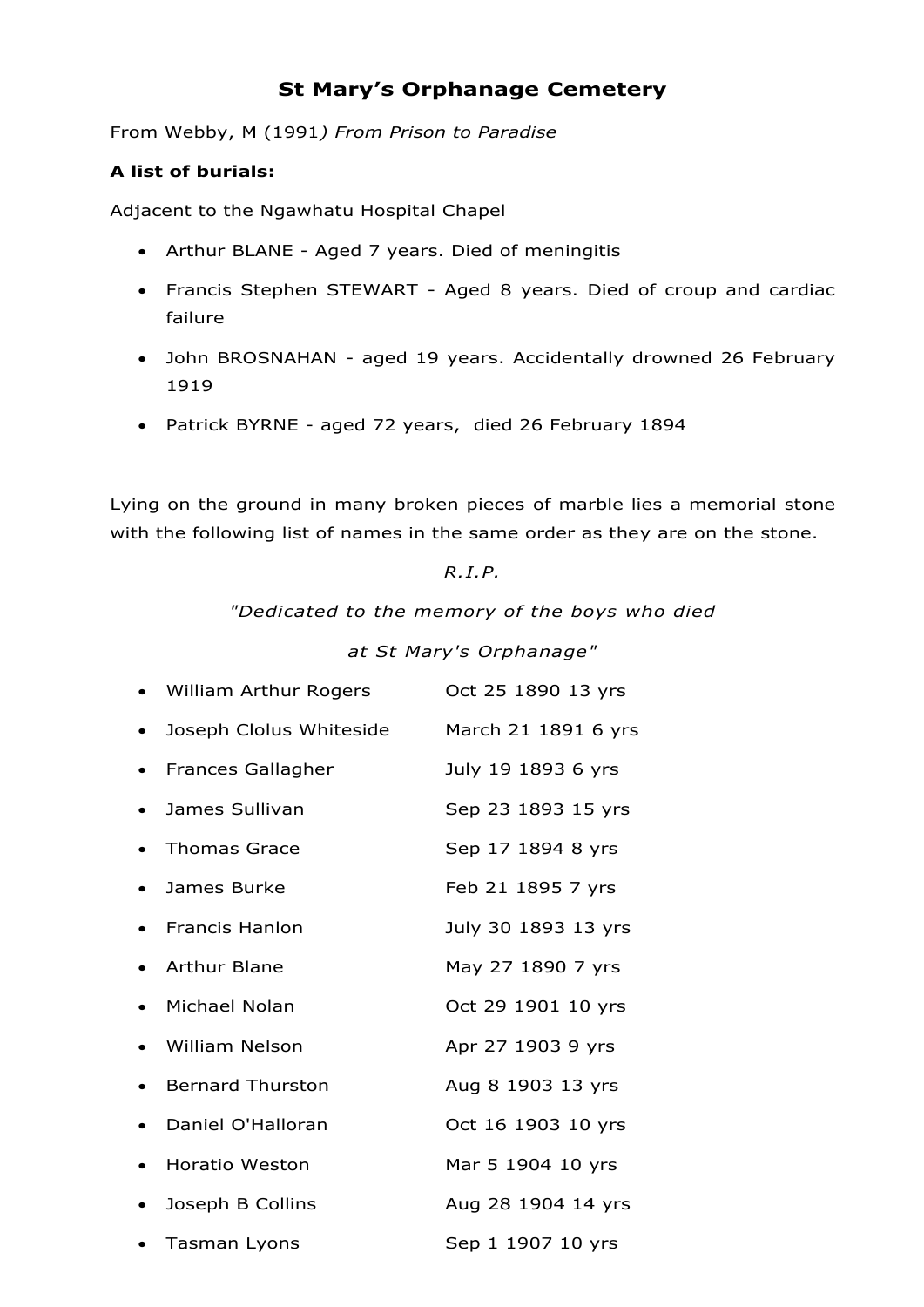# St Mary's Orphanage Cemetery

From Webby, M (1991*) From Prison to Paradise*

**A list of burials:**

Adjacent to the Ngawhatu Hospital Chapel

- Arthur BLANE - Aged 7 years. Died of meningitis
- Francis Stephen STEWART - Aged 8 years. Died of croup and cardiac failure
- John BROSNAHAN - aged 19 years. Accidentally drowned 26 February 1919
- Patrick BYRNE - aged 72 years, died 26 February 1894

Lying on the ground in many broken pieces of marble lies a memorial stone with the following list of names in the same order as they are on the stone.

*R.I.P.*

*"Dedicated to the memory of the boys who died*

*at St Mary's Orphanage"*

- William Arthur Rogers Oct 25 1890 13 yrs
- Joseph Clolus Whiteside March 21 1891 6 yrs
- Frances Gallagher July 19 1893 6 yrs
- James Sullivan Sep 23 1893 15 yrs
- Thomas Grace Sep 17 1894 8 yrs
- James Burke Feb 21 1895 7 yrs
- Francis Hanlon July 30 1893 13 yrs
- Arthur Blane May 27 1890 7 yrs
- Michael Nolan Oct 29 1901 10 yrs
- William Nelson Apr 27 1903 9 yrs
- Bernard Thurston Aug 8 1903 13 yrs
- Daniel O'Halloran Oct 16 1903 10 yrs
- Horatio Weston Mar 5 1904 10 yrs
- Joseph B Collins Aug 28 1904 14 yrs
- Tasman Lyons Sep 1 1907 10 yrs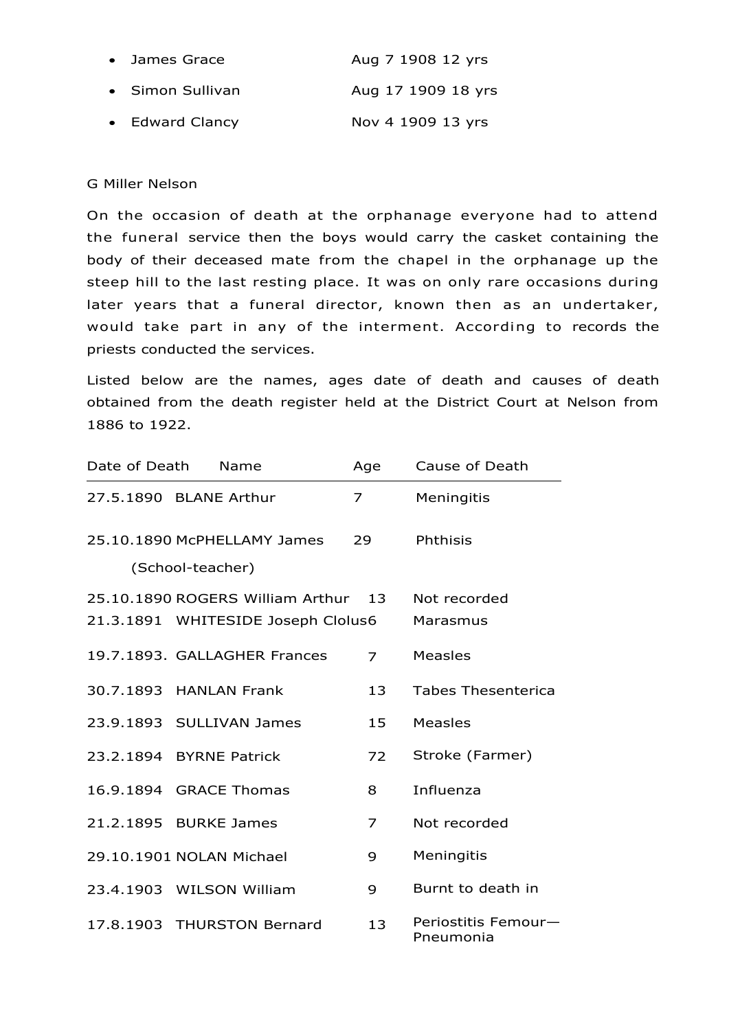- James Grace Aug 7 1908 12 yrs
- Simon Sullivan Aug 17 1909 18 yrs
- Edward Clancy Nov 4 1909 13 yrs

G Miller Nelson

On the occasion of death at the orphanage everyone had to attend the funeral service then the boys would carry the casket containing the body of their deceased mate from the chapel in the orphanage up the steep hill to the last resting place. It was on only rare occasions during later years that a funeral director, known then as an undertaker, would take part in any of the interment. According to records the priests conducted the services.

Listed below are the names, ages date of death and causes of death obtained from the death register held at the District Court at Nelson from 1886 to 1922.

| Date of Death | Name | Age | Cause of Death |
|---|---|---|---|
| 27.5.1890 | BLANE Arthur | 7 | Meningitis |
| 25.10.1890 | McPHELLAMY James (School-teacher) | 29 | Phthisis |
| 25.10.1890 | ROGERS William Arthur | 13 | Not recorded |
| 21.3.1891 | WHITESIDE Joseph Clolus | 6 | Marasmus |
| 19.7.1893. | GALLAGHER Frances | 7 | Measles |
| 30.7.1893 | HANLAN Frank | 13 | Tabes Thesenterica |
| 23.9.1893 | SULLIVAN James | 15 | Measles |
| 23.2.1894 | BYRNE Patrick | 72 | Stroke (Farmer) |
| 16.9.1894 | GRACE Thomas | 8 | Influenza |
| 21.2.1895 | BURKE James | 7 | Not recorded |
| 29.10.1901 | NOLAN Michael | 9 | Meningitis |
| 23.4.1903 | WILSON William | 9 | Burnt to death in |
| 17.8.1903 | THURSTON Bernard | 13 | Periostitis Femour—Pneumonia |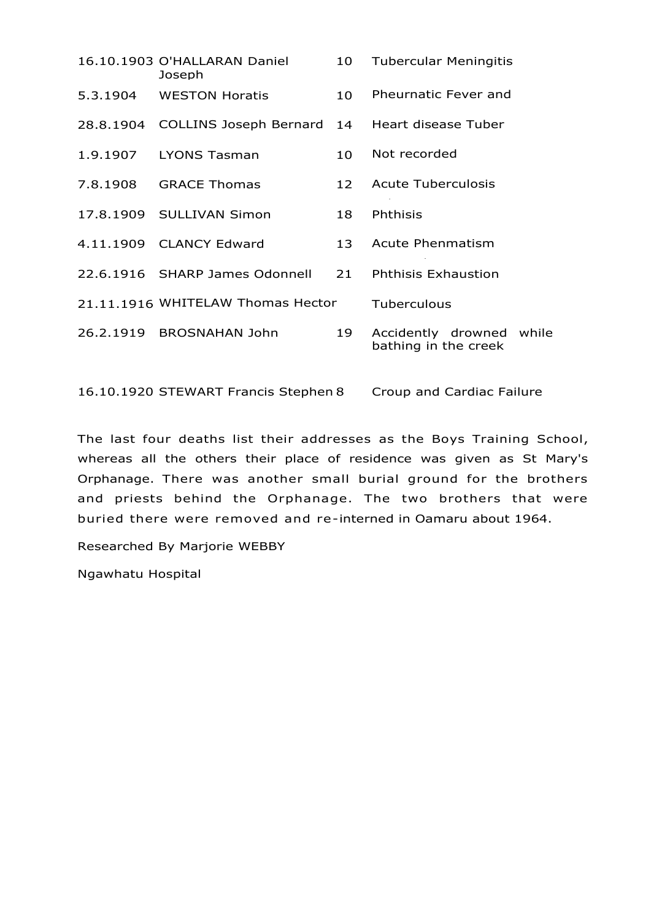| | | | |
|---|---|---|---|
| 16.10.1903 | O'HALLARAN Daniel Joseph | 10 | Tubercular Meningitis |
| 5.3.1904 | WESTON Horatis | 10 | Pheurnatic Fever and |
| 28.8.1904 | COLLINS Joseph Bernard | 14 | Heart disease Tuber |
| 1.9.1907 | LYONS Tasman | 10 | Not recorded |
| 7.8.1908 | GRACE Thomas | 12 | Acute Tuberculosis |
| 17.8.1909 | SULLIVAN Simon | 18 | Phthisis |
| 4.11.1909 | CLANCY Edward | 13 | Acute Phenmatism |
| 22.6.1916 | SHARP James Odonnell | 21 | Phthisis Exhaustion |
| 21.11.1916 | WHITELAW Thomas Hector | | Tuberculous |
| 26.2.1919 | BROSNAHAN John | 19 | Accidently drowned while bathing in the creek |
| 16.10.1920 | STEWART Francis Stephen | 8 | Croup and Cardiac Failure |

The last four deaths list their addresses as the Boys Training School, whereas all the others their place of residence was given as St Mary's Orphanage. There was another small burial ground for the brothers and priests behind the Orphanage. The two brothers that were buried there were removed and re-interned in Oamaru about 1964.

Researched By Marjorie WEBBY

Ngawhatu Hospital